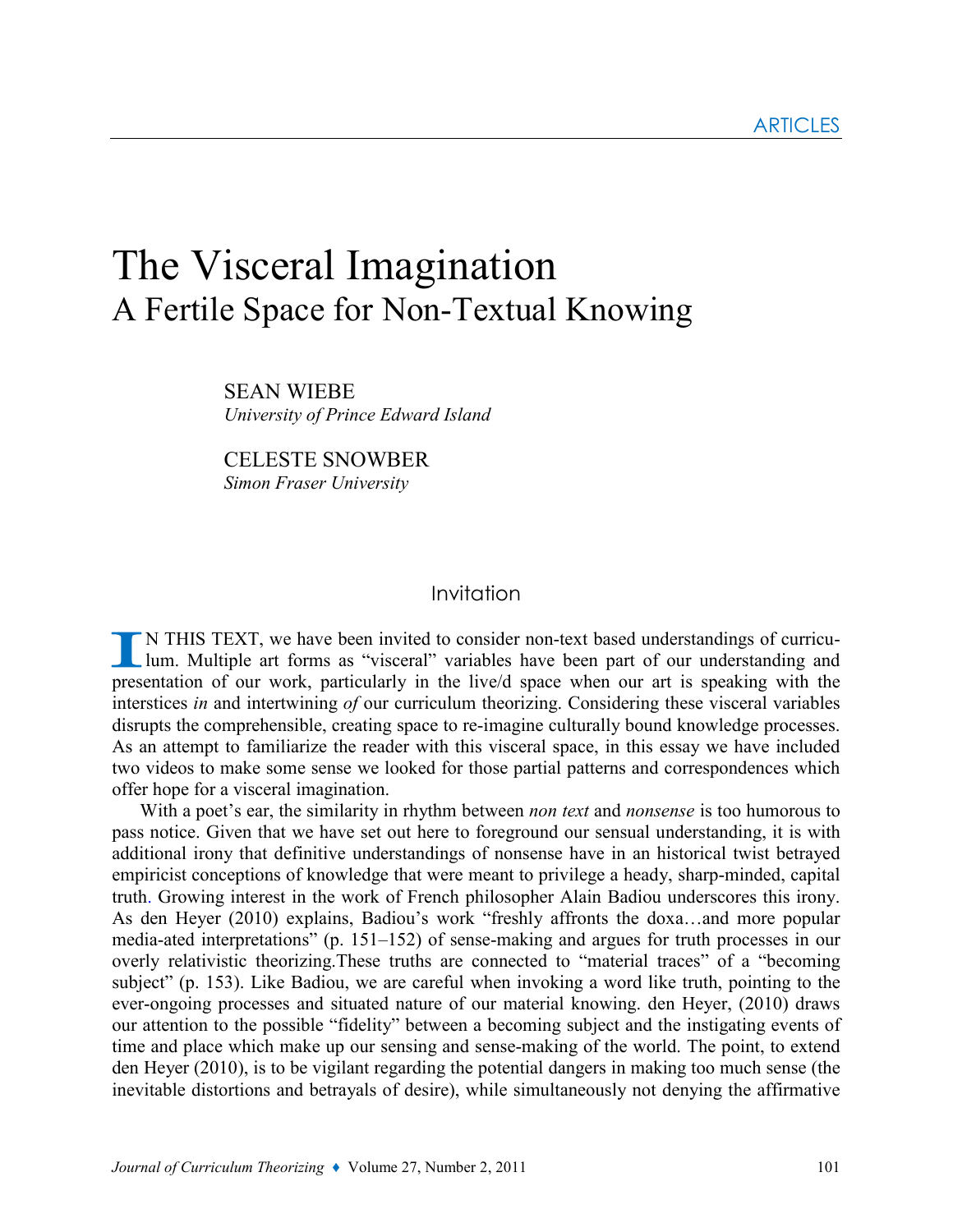ARTICLES

# The Visceral Imagination

## A Fertile Space for Non-Textual Knowing

SEAN WIEBE
*University of Prince Edward Island*

CELESTE SNOWBER
*Simon Fraser University*

### Invitation

IN THIS TEXT, we have been invited to consider non-text based understandings of curriculum. Multiple art forms as "visceral" variables have been part of our understanding and presentation of our work, particularly in the live/d space when our art is speaking with the interstices *in* and intertwining *of* our curriculum theorizing. Considering these visceral variables disrupts the comprehensible, creating space to re-imagine culturally bound knowledge processes. As an attempt to familiarize the reader with this visceral space, in this essay we have included two videos to make some sense we looked for those partial patterns and correspondences which offer hope for a visceral imagination.

With a poet's ear, the similarity in rhythm between *non text* and *nonsense* is too humorous to pass notice. Given that we have set out here to foreground our sensual understanding, it is with additional irony that definitive understandings of nonsense have in an historical twist betrayed empiricist conceptions of knowledge that were meant to privilege a heady, sharp-minded, capital truth. Growing interest in the work of French philosopher Alain Badiou underscores this irony. As den Heyer (2010) explains, Badiou's work "freshly affronts the doxa…and more popular media-ated interpretations" (p. 151–152) of sense-making and argues for truth processes in our overly relativistic theorizing.These truths are connected to "material traces" of a "becoming subject" (p. 153). Like Badiou, we are careful when invoking a word like truth, pointing to the ever-ongoing processes and situated nature of our material knowing. den Heyer, (2010) draws our attention to the possible "fidelity" between a becoming subject and the instigating events of time and place which make up our sensing and sense-making of the world. The point, to extend den Heyer (2010), is to be vigilant regarding the potential dangers in making too much sense (the inevitable distortions and betrayals of desire), while simultaneously not denying the affirmative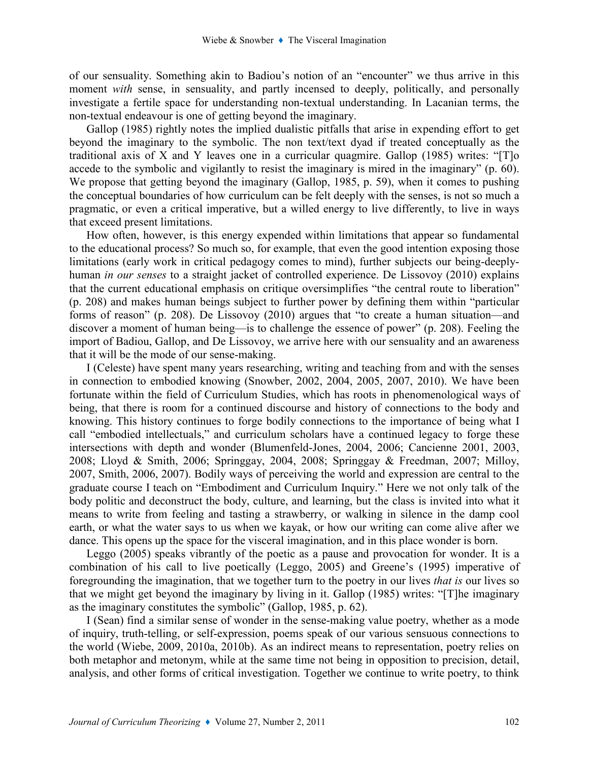of our sensuality. Something akin to Badiou's notion of an "encounter" we thus arrive in this moment *with* sense, in sensuality, and partly incensed to deeply, politically, and personally investigate a fertile space for understanding non-textual understanding. In Lacanian terms, the non-textual endeavour is one of getting beyond the imaginary.

Gallop (1985) rightly notes the implied dualistic pitfalls that arise in expending effort to get beyond the imaginary to the symbolic. The non text/text dyad if treated conceptually as the traditional axis of X and Y leaves one in a curricular quagmire. Gallop (1985) writes: "[T]o accede to the symbolic and vigilantly to resist the imaginary is mired in the imaginary" (p. 60). We propose that getting beyond the imaginary (Gallop, 1985, p. 59), when it comes to pushing the conceptual boundaries of how curriculum can be felt deeply with the senses, is not so much a pragmatic, or even a critical imperative, but a willed energy to live differently, to live in ways that exceed present limitations.

How often, however, is this energy expended within limitations that appear so fundamental to the educational process? So much so, for example, that even the good intention exposing those limitations (early work in critical pedagogy comes to mind), further subjects our being-deeply-human *in our senses* to a straight jacket of controlled experience. De Lissovoy (2010) explains that the current educational emphasis on critique oversimplifies "the central route to liberation" (p. 208) and makes human beings subject to further power by defining them within "particular forms of reason" (p. 208). De Lissovoy (2010) argues that "to create a human situation—and discover a moment of human being—is to challenge the essence of power" (p. 208). Feeling the import of Badiou, Gallop, and De Lissovoy, we arrive here with our sensuality and an awareness that it will be the mode of our sense-making.

I (Celeste) have spent many years researching, writing and teaching from and with the senses in connection to embodied knowing (Snowber, 2002, 2004, 2005, 2007, 2010). We have been fortunate within the field of Curriculum Studies, which has roots in phenomenological ways of being, that there is room for a continued discourse and history of connections to the body and knowing. This history continues to forge bodily connections to the importance of being what I call "embodied intellectuals," and curriculum scholars have a continued legacy to forge these intersections with depth and wonder (Blumenfeld-Jones, 2004, 2006; Cancienne 2001, 2003, 2008; Lloyd & Smith, 2006; Springgay, 2004, 2008; Springgay & Freedman, 2007; Milloy, 2007, Smith, 2006, 2007). Bodily ways of perceiving the world and expression are central to the graduate course I teach on "Embodiment and Curriculum Inquiry." Here we not only talk of the body politic and deconstruct the body, culture, and learning, but the class is invited into what it means to write from feeling and tasting a strawberry, or walking in silence in the damp cool earth, or what the water says to us when we kayak, or how our writing can come alive after we dance. This opens up the space for the visceral imagination, and in this place wonder is born.

Leggo (2005) speaks vibrantly of the poetic as a pause and provocation for wonder. It is a combination of his call to live poetically (Leggo, 2005) and Greene's (1995) imperative of foregrounding the imagination, that we together turn to the poetry in our lives *that is* our lives so that we might get beyond the imaginary by living in it. Gallop (1985) writes: "[T]he imaginary as the imaginary constitutes the symbolic" (Gallop, 1985, p. 62).

I (Sean) find a similar sense of wonder in the sense-making value poetry, whether as a mode of inquiry, truth-telling, or self-expression, poems speak of our various sensuous connections to the world (Wiebe, 2009, 2010a, 2010b). As an indirect means to representation, poetry relies on both metaphor and metonym, while at the same time not being in opposition to precision, detail, analysis, and other forms of critical investigation. Together we continue to write poetry, to think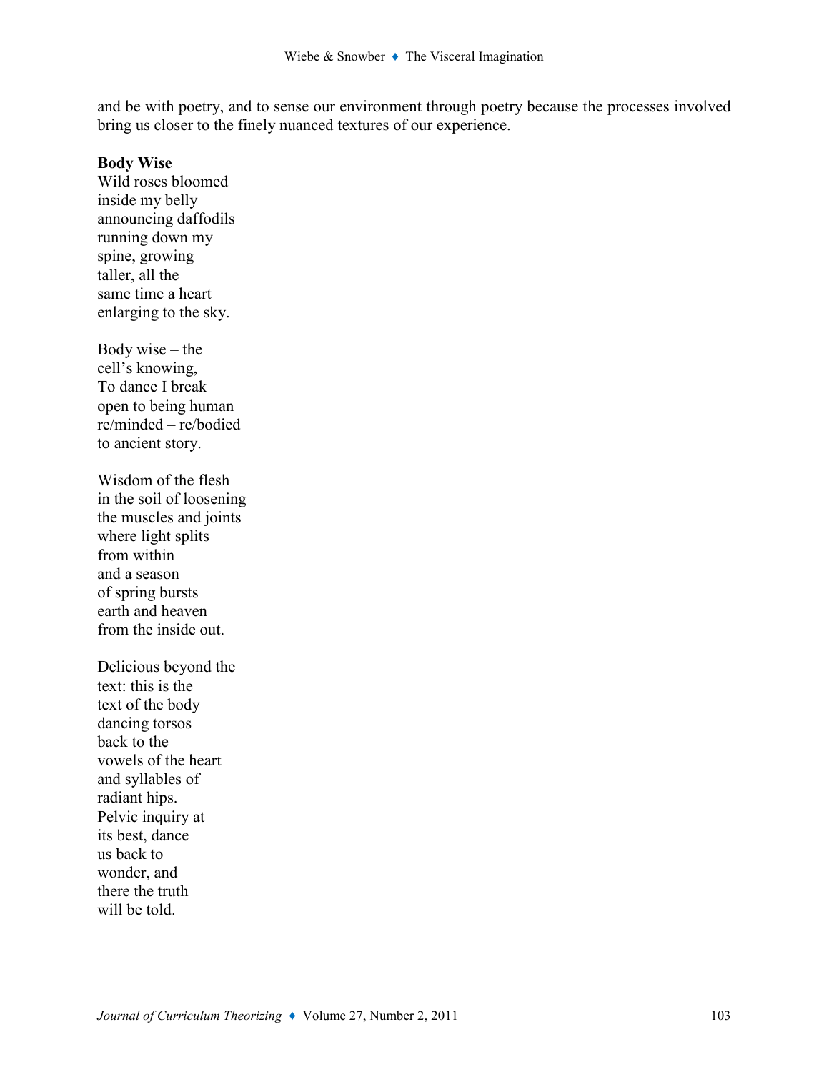and be with poetry, and to sense our environment through poetry because the processes involved bring us closer to the finely nuanced textures of our experience.

**Body Wise**

Wild roses bloomed
inside my belly
announcing daffodils
running down my
spine, growing
taller, all the
same time a heart
enlarging to the sky.

Body wise – the
cell's knowing,
To dance I break
open to being human
re/minded – re/bodied
to ancient story.

Wisdom of the flesh
in the soil of loosening
the muscles and joints
where light splits
from within
and a season
of spring bursts
earth and heaven
from the inside out.

Delicious beyond the
text: this is the
text of the body
dancing torsos
back to the
vowels of the heart
and syllables of
radiant hips.
Pelvic inquiry at
its best, dance
us back to
wonder, and
there the truth
will be told.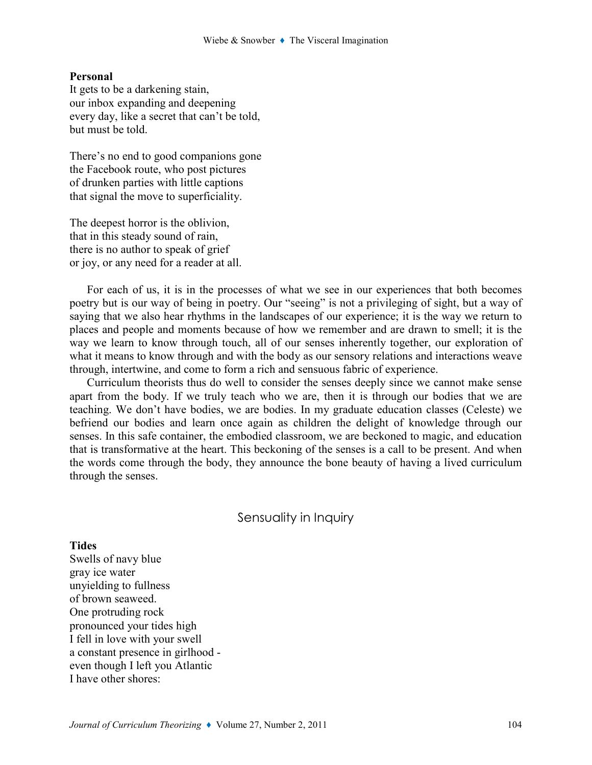**Personal**
It gets to be a darkening stain,
our inbox expanding and deepening
every day, like a secret that can't be told,
but must be told.

There's no end to good companions gone
the Facebook route, who post pictures
of drunken parties with little captions
that signal the move to superficiality.

The deepest horror is the oblivion,
that in this steady sound of rain,
there is no author to speak of grief
or joy, or any need for a reader at all.

For each of us, it is in the processes of what we see in our experiences that both becomes poetry but is our way of being in poetry. Our "seeing" is not a privileging of sight, but a way of saying that we also hear rhythms in the landscapes of our experience; it is the way we return to places and people and moments because of how we remember and are drawn to smell; it is the way we learn to know through touch, all of our senses inherently together, our exploration of what it means to know through and with the body as our sensory relations and interactions weave through, intertwine, and come to form a rich and sensuous fabric of experience.

Curriculum theorists thus do well to consider the senses deeply since we cannot make sense apart from the body. If we truly teach who we are, then it is through our bodies that we are teaching. We don't have bodies, we are bodies. In my graduate education classes (Celeste) we befriend our bodies and learn once again as children the delight of knowledge through our senses. In this safe container, the embodied classroom, we are beckoned to magic, and education that is transformative at the heart. This beckoning of the senses is a call to be present. And when the words come through the body, they announce the bone beauty of having a lived curriculum through the senses.

## Sensuality in Inquiry

**Tides**
Swells of navy blue
gray ice water
unyielding to fullness
of brown seaweed.
One protruding rock
pronounced your tides high
I fell in love with your swell
a constant presence in girlhood -
even though I left you Atlantic
I have other shores: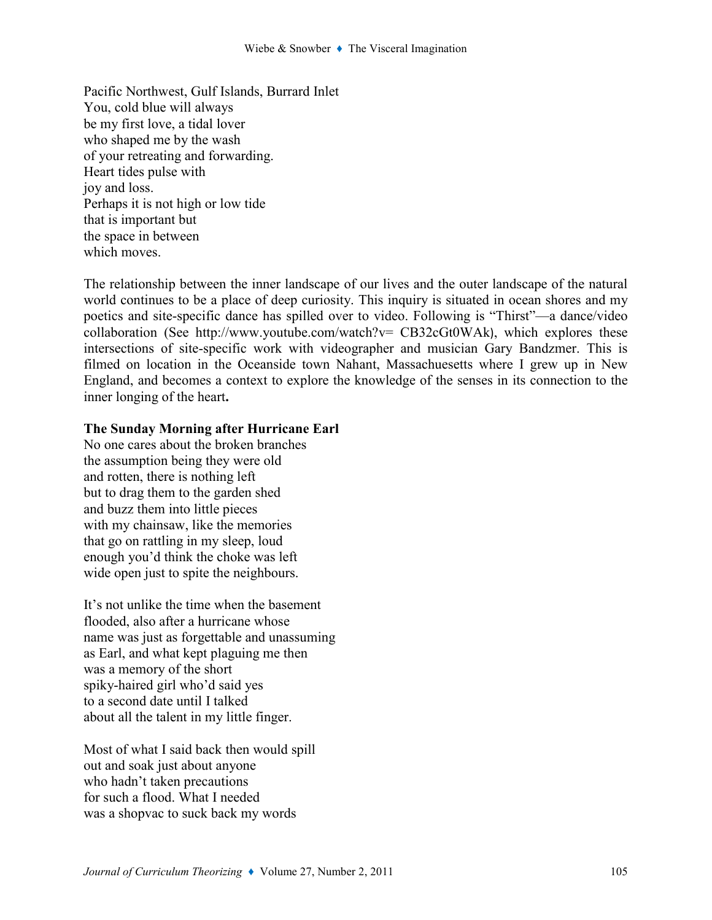Pacific Northwest, Gulf Islands, Burrard Inlet  
You, cold blue will always  
be my first love, a tidal lover  
who shaped me by the wash  
of your retreating and forwarding.  
Heart tides pulse with  
joy and loss.  
Perhaps it is not high or low tide  
that is important but  
the space in between  
which moves.

The relationship between the inner landscape of our lives and the outer landscape of the natural world continues to be a place of deep curiosity. This inquiry is situated in ocean shores and my poetics and site-specific dance has spilled over to video. Following is "Thirst"—a dance/video collaboration (See http://www.youtube.com/watch?v= CB32cGt0WAk), which explores these intersections of site-specific work with videographer and musician Gary Bandzmer. This is filmed on location in the Oceanside town Nahant, Massachuesetts where I grew up in New England, and becomes a context to explore the knowledge of the senses in its connection to the inner longing of the heart**.**

**The Sunday Morning after Hurricane Earl**  
No one cares about the broken branches  
the assumption being they were old  
and rotten, there is nothing left  
but to drag them to the garden shed  
and buzz them into little pieces  
with my chainsaw, like the memories  
that go on rattling in my sleep, loud  
enough you'd think the choke was left  
wide open just to spite the neighbours.

It's not unlike the time when the basement  
flooded, also after a hurricane whose  
name was just as forgettable and unassuming  
as Earl, and what kept plaguing me then  
was a memory of the short  
spiky-haired girl who'd said yes  
to a second date until I talked  
about all the talent in my little finger.

Most of what I said back then would spill  
out and soak just about anyone  
who hadn't taken precautions  
for such a flood. What I needed  
was a shopvac to suck back my words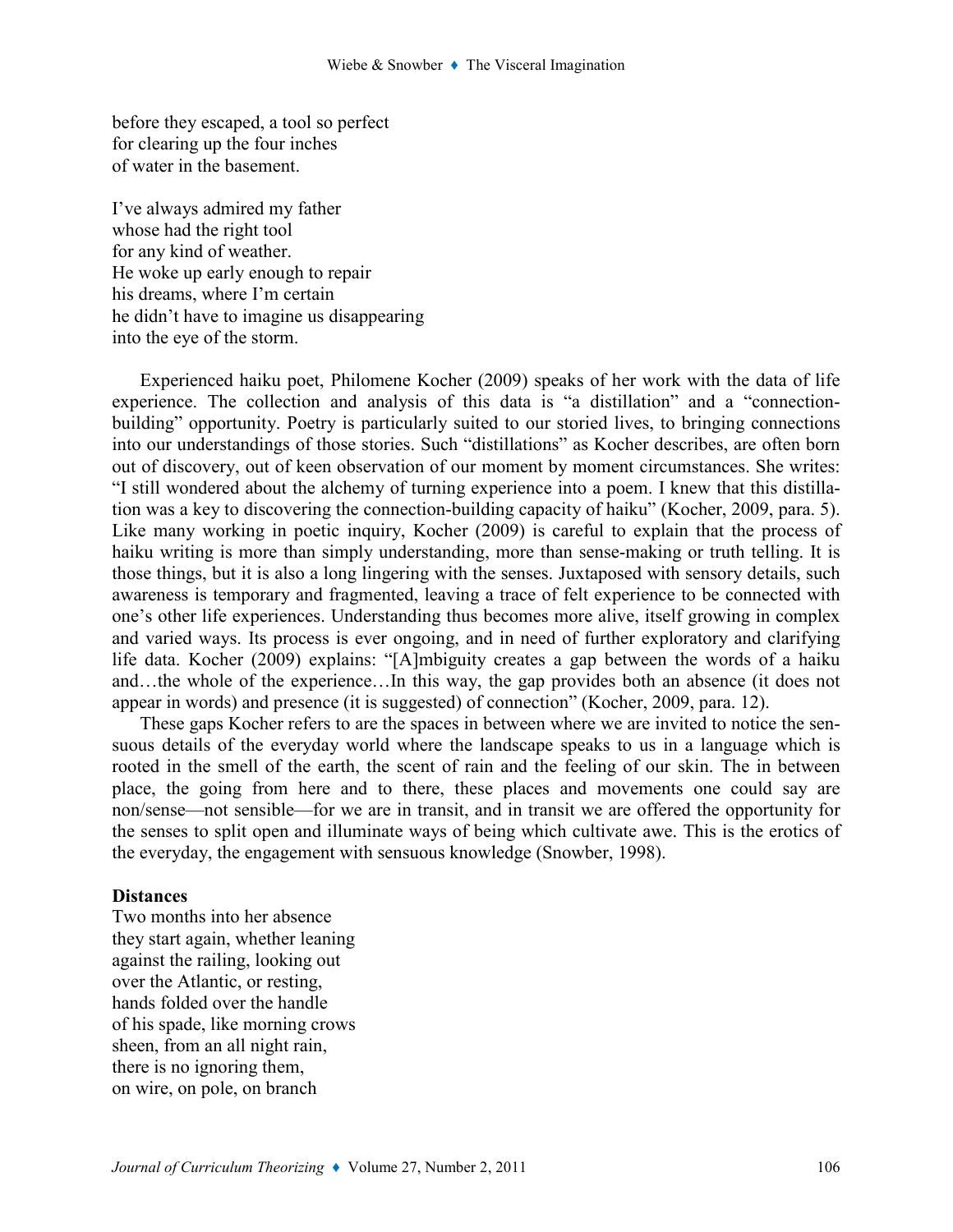before they escaped, a tool so perfect
for clearing up the four inches
of water in the basement.

I've always admired my father
whose had the right tool
for any kind of weather.
He woke up early enough to repair
his dreams, where I'm certain
he didn't have to imagine us disappearing
into the eye of the storm.

Experienced haiku poet, Philomene Kocher (2009) speaks of her work with the data of life experience. The collection and analysis of this data is "a distillation" and a "connection-building" opportunity. Poetry is particularly suited to our storied lives, to bringing connections into our understandings of those stories. Such "distillations" as Kocher describes, are often born out of discovery, out of keen observation of our moment by moment circumstances. She writes: "I still wondered about the alchemy of turning experience into a poem. I knew that this distillation was a key to discovering the connection-building capacity of haiku" (Kocher, 2009, para. 5). Like many working in poetic inquiry, Kocher (2009) is careful to explain that the process of haiku writing is more than simply understanding, more than sense-making or truth telling. It is those things, but it is also a long lingering with the senses. Juxtaposed with sensory details, such awareness is temporary and fragmented, leaving a trace of felt experience to be connected with one's other life experiences. Understanding thus becomes more alive, itself growing in complex and varied ways. Its process is ever ongoing, and in need of further exploratory and clarifying life data. Kocher (2009) explains: "[A]mbiguity creates a gap between the words of a haiku and…the whole of the experience…In this way, the gap provides both an absence (it does not appear in words) and presence (it is suggested) of connection" (Kocher, 2009, para. 12).

These gaps Kocher refers to are the spaces in between where we are invited to notice the sensuous details of the everyday world where the landscape speaks to us in a language which is rooted in the smell of the earth, the scent of rain and the feeling of our skin. The in between place, the going from here and to there, these places and movements one could say are non/sense—not sensible—for we are in transit, and in transit we are offered the opportunity for the senses to split open and illuminate ways of being which cultivate awe. This is the erotics of the everyday, the engagement with sensuous knowledge (Snowber, 1998).

**Distances**

Two months into her absence
they start again, whether leaning
against the railing, looking out
over the Atlantic, or resting,
hands folded over the handle
of his spade, like morning crows
sheen, from an all night rain,
there is no ignoring them,
on wire, on pole, on branch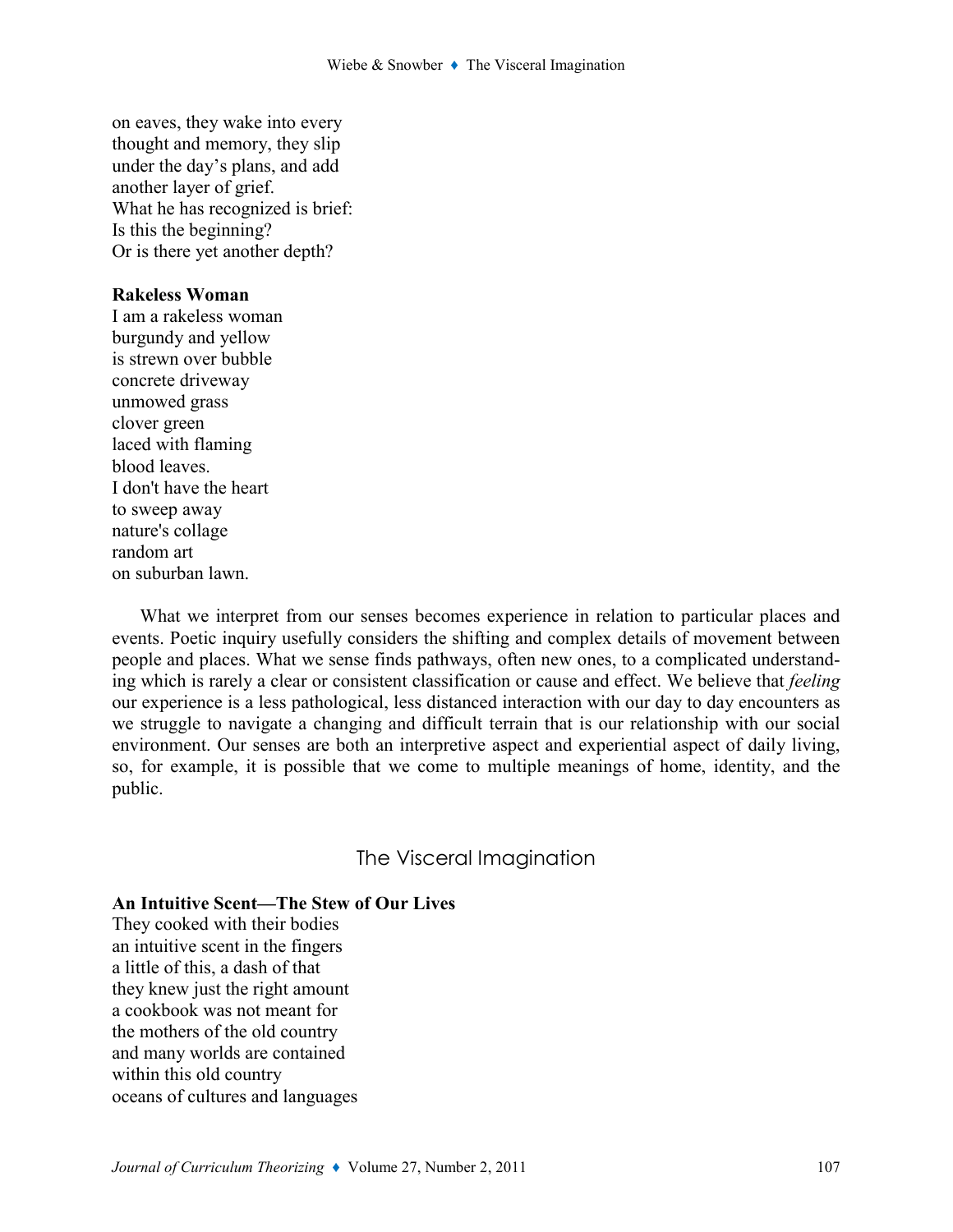on eaves, they wake into every
thought and memory, they slip
under the day's plans, and add
another layer of grief.
What he has recognized is brief:
Is this the beginning?
Or is there yet another depth?

**Rakeless Woman**
I am a rakeless woman
burgundy and yellow
is strewn over bubble
concrete driveway
unmowed grass
clover green
laced with flaming
blood leaves.
I don't have the heart
to sweep away
nature's collage
random art
on suburban lawn.

What we interpret from our senses becomes experience in relation to particular places and events. Poetic inquiry usefully considers the shifting and complex details of movement between people and places. What we sense finds pathways, often new ones, to a complicated understanding which is rarely a clear or consistent classification or cause and effect. We believe that *feeling* our experience is a less pathological, less distanced interaction with our day to day encounters as we struggle to navigate a changing and difficult terrain that is our relationship with our social environment. Our senses are both an interpretive aspect and experiential aspect of daily living, so, for example, it is possible that we come to multiple meanings of home, identity, and the public.

## The Visceral Imagination

**An Intuitive Scent—The Stew of Our Lives**
They cooked with their bodies
an intuitive scent in the fingers
a little of this, a dash of that
they knew just the right amount
a cookbook was not meant for
the mothers of the old country
and many worlds are contained
within this old country
oceans of cultures and languages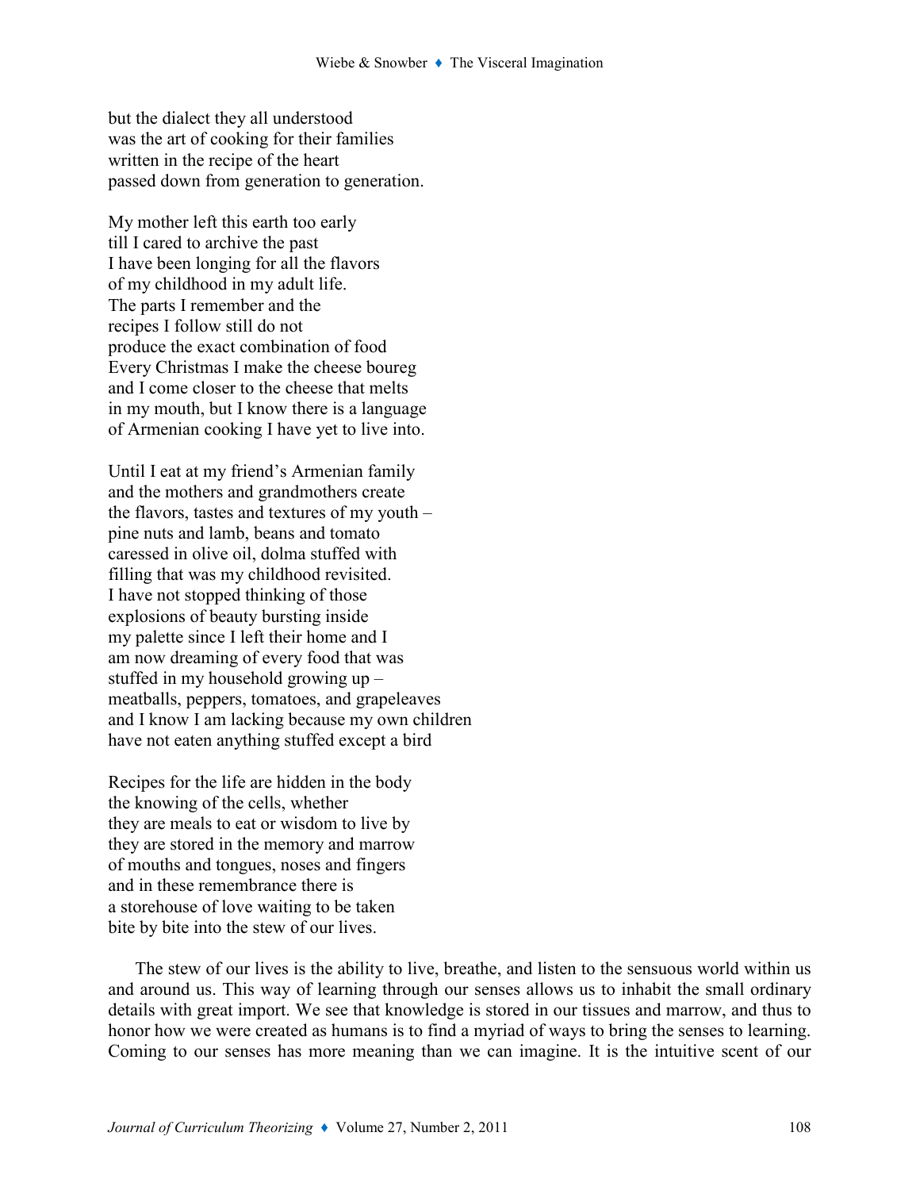but the dialect they all understood
was the art of cooking for their families
written in the recipe of the heart
passed down from generation to generation.

My mother left this earth too early
till I cared to archive the past
I have been longing for all the flavors
of my childhood in my adult life.
The parts I remember and the
recipes I follow still do not
produce the exact combination of food
Every Christmas I make the cheese boureg
and I come closer to the cheese that melts
in my mouth, but I know there is a language
of Armenian cooking I have yet to live into.

Until I eat at my friend's Armenian family
and the mothers and grandmothers create
the flavors, tastes and textures of my youth –
pine nuts and lamb, beans and tomato
caressed in olive oil, dolma stuffed with
filling that was my childhood revisited.
I have not stopped thinking of those
explosions of beauty bursting inside
my palette since I left their home and I
am now dreaming of every food that was
stuffed in my household growing up –
meatballs, peppers, tomatoes, and grapeleaves
and I know I am lacking because my own children
have not eaten anything stuffed except a bird

Recipes for the life are hidden in the body
the knowing of the cells, whether
they are meals to eat or wisdom to live by
they are stored in the memory and marrow
of mouths and tongues, noses and fingers
and in these remembrance there is
a storehouse of love waiting to be taken
bite by bite into the stew of our lives.

The stew of our lives is the ability to live, breathe, and listen to the sensuous world within us and around us. This way of learning through our senses allows us to inhabit the small ordinary details with great import. We see that knowledge is stored in our tissues and marrow, and thus to honor how we were created as humans is to find a myriad of ways to bring the senses to learning. Coming to our senses has more meaning than we can imagine. It is the intuitive scent of our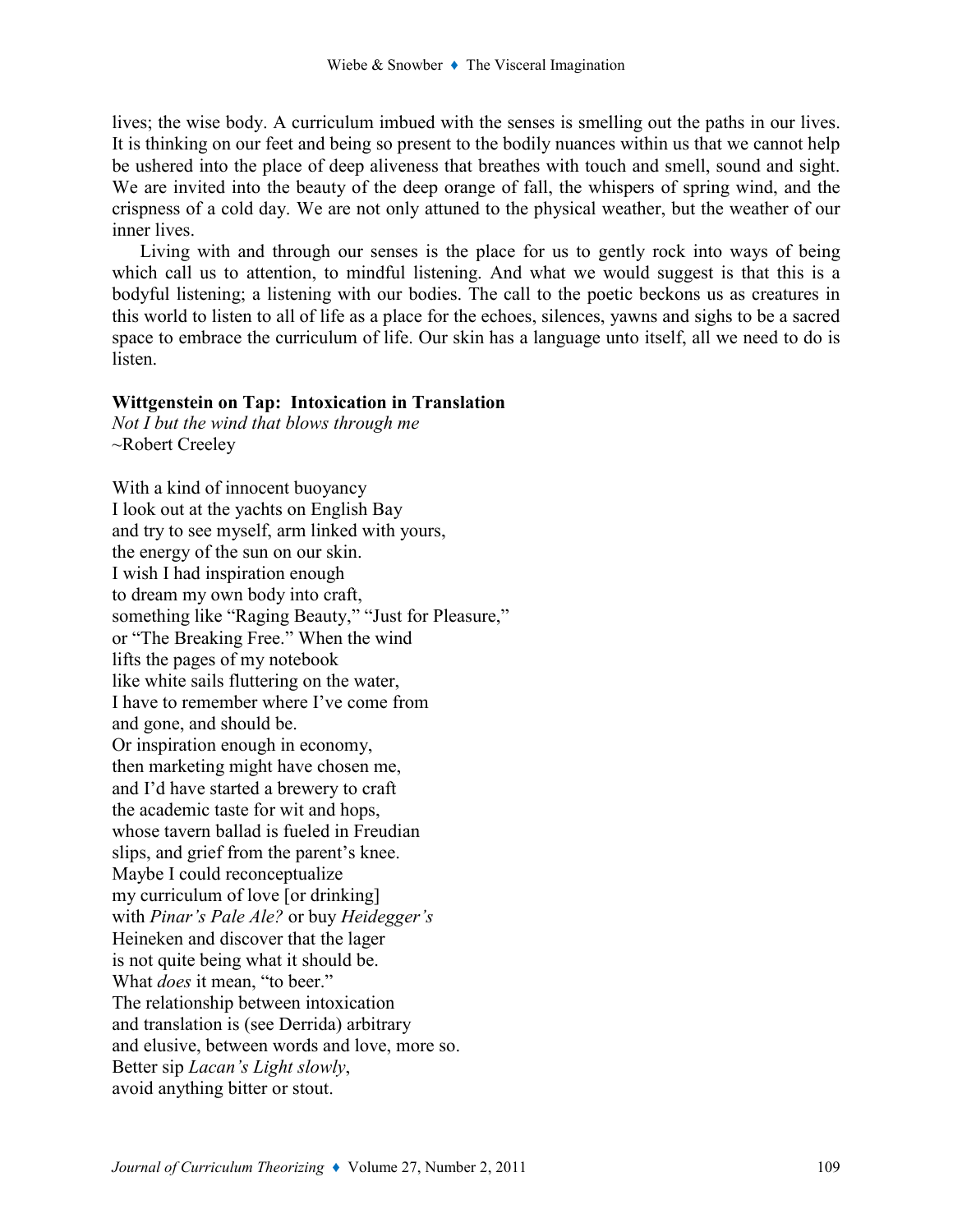lives; the wise body. A curriculum imbued with the senses is smelling out the paths in our lives. It is thinking on our feet and being so present to the bodily nuances within us that we cannot help be ushered into the place of deep aliveness that breathes with touch and smell, sound and sight. We are invited into the beauty of the deep orange of fall, the whispers of spring wind, and the crispness of a cold day. We are not only attuned to the physical weather, but the weather of our inner lives.

Living with and through our senses is the place for us to gently rock into ways of being which call us to attention, to mindful listening. And what we would suggest is that this is a bodyful listening; a listening with our bodies. The call to the poetic beckons us as creatures in this world to listen to all of life as a place for the echoes, silences, yawns and sighs to be a sacred space to embrace the curriculum of life. Our skin has a language unto itself, all we need to do is listen.

**Wittgenstein on Tap: Intoxication in Translation**

*Not I but the wind that blows through me*
~Robert Creeley

With a kind of innocent buoyancy
I look out at the yachts on English Bay
and try to see myself, arm linked with yours,
the energy of the sun on our skin.
I wish I had inspiration enough
to dream my own body into craft,
something like "Raging Beauty," "Just for Pleasure,"
or "The Breaking Free." When the wind
lifts the pages of my notebook
like white sails fluttering on the water,
I have to remember where I've come from
and gone, and should be.
Or inspiration enough in economy,
then marketing might have chosen me,
and I'd have started a brewery to craft
the academic taste for wit and hops,
whose tavern ballad is fueled in Freudian
slips, and grief from the parent's knee.
Maybe I could reconceptualize
my curriculum of love [or drinking]
with *Pinar's Pale Ale?* or buy *Heidegger's*
Heineken and discover that the lager
is not quite being what it should be.
What *does* it mean, "to beer."
The relationship between intoxication
and translation is (see Derrida) arbitrary
and elusive, between words and love, more so.
Better sip *Lacan's Light slowly*,
avoid anything bitter or stout.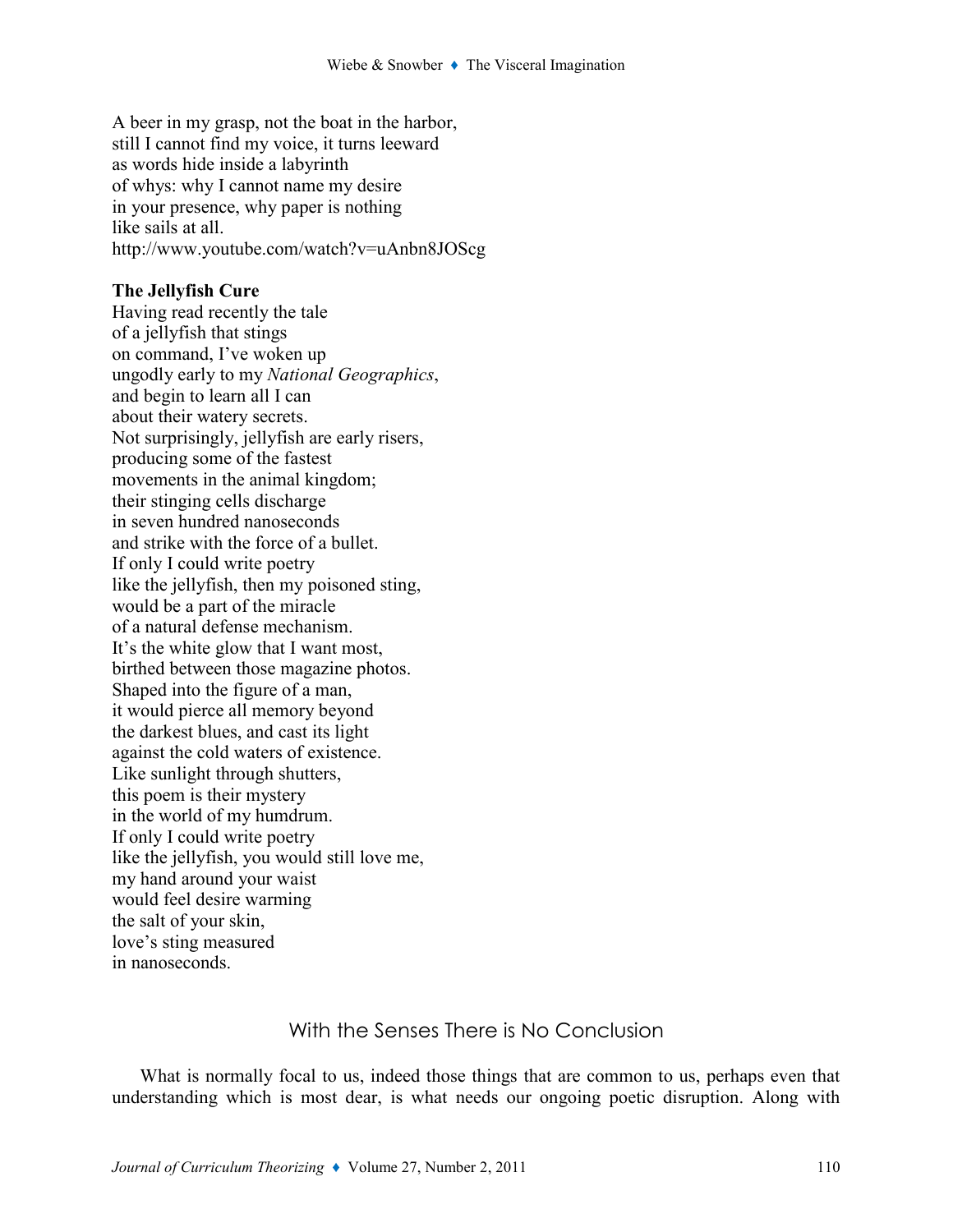A beer in my grasp, not the boat in the harbor,
still I cannot find my voice, it turns leeward
as words hide inside a labyrinth
of whys: why I cannot name my desire
in your presence, why paper is nothing
like sails at all.
http://www.youtube.com/watch?v=uAnbn8JOScg

**The Jellyfish Cure**
Having read recently the tale
of a jellyfish that stings
on command, I've woken up
ungodly early to my *National Geographics*,
and begin to learn all I can
about their watery secrets.
Not surprisingly, jellyfish are early risers,
producing some of the fastest
movements in the animal kingdom;
their stinging cells discharge
in seven hundred nanoseconds
and strike with the force of a bullet.
If only I could write poetry
like the jellyfish, then my poisoned sting,
would be a part of the miracle
of a natural defense mechanism.
It's the white glow that I want most,
birthed between those magazine photos.
Shaped into the figure of a man,
it would pierce all memory beyond
the darkest blues, and cast its light
against the cold waters of existence.
Like sunlight through shutters,
this poem is their mystery
in the world of my humdrum.
If only I could write poetry
like the jellyfish, you would still love me,
my hand around your waist
would feel desire warming
the salt of your skin,
love's sting measured
in nanoseconds.

## With the Senses There is No Conclusion

What is normally focal to us, indeed those things that are common to us, perhaps even that understanding which is most dear, is what needs our ongoing poetic disruption. Along with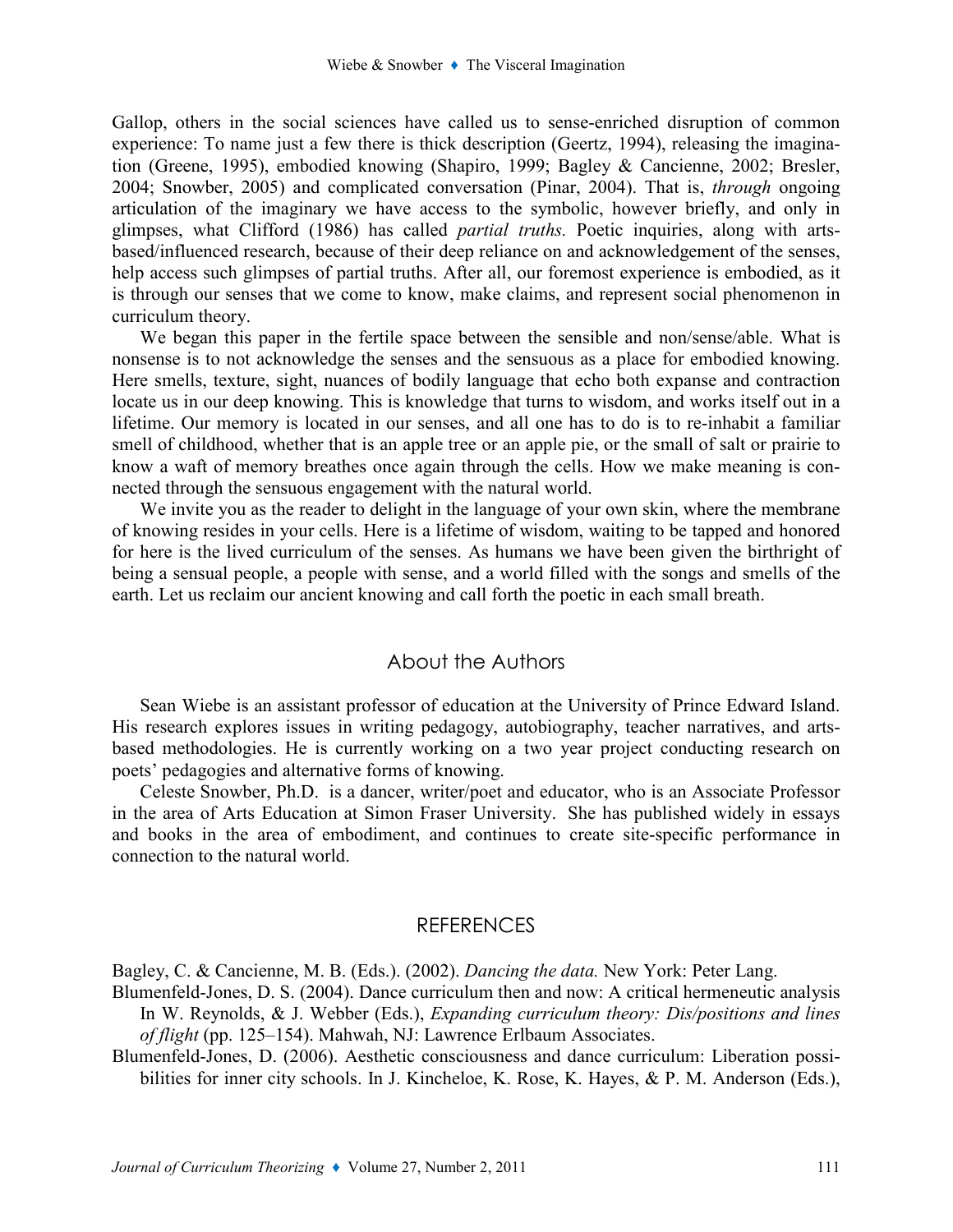Gallop, others in the social sciences have called us to sense-enriched disruption of common experience: To name just a few there is thick description (Geertz, 1994), releasing the imagination (Greene, 1995), embodied knowing (Shapiro, 1999; Bagley & Cancienne, 2002; Bresler, 2004; Snowber, 2005) and complicated conversation (Pinar, 2004). That is, *through* ongoing articulation of the imaginary we have access to the symbolic, however briefly, and only in glimpses, what Clifford (1986) has called *partial truths.* Poetic inquiries, along with arts-based/influenced research, because of their deep reliance on and acknowledgement of the senses, help access such glimpses of partial truths. After all, our foremost experience is embodied, as it is through our senses that we come to know, make claims, and represent social phenomenon in curriculum theory.

We began this paper in the fertile space between the sensible and non/sense/able. What is nonsense is to not acknowledge the senses and the sensuous as a place for embodied knowing. Here smells, texture, sight, nuances of bodily language that echo both expanse and contraction locate us in our deep knowing. This is knowledge that turns to wisdom, and works itself out in a lifetime. Our memory is located in our senses, and all one has to do is to re-inhabit a familiar smell of childhood, whether that is an apple tree or an apple pie, or the small of salt or prairie to know a waft of memory breathes once again through the cells. How we make meaning is connected through the sensuous engagement with the natural world.

We invite you as the reader to delight in the language of your own skin, where the membrane of knowing resides in your cells. Here is a lifetime of wisdom, waiting to be tapped and honored for here is the lived curriculum of the senses. As humans we have been given the birthright of being a sensual people, a people with sense, and a world filled with the songs and smells of the earth. Let us reclaim our ancient knowing and call forth the poetic in each small breath.

## About the Authors

Sean Wiebe is an assistant professor of education at the University of Prince Edward Island. His research explores issues in writing pedagogy, autobiography, teacher narratives, and arts-based methodologies. He is currently working on a two year project conducting research on poets' pedagogies and alternative forms of knowing.

Celeste Snowber, Ph.D. is a dancer, writer/poet and educator, who is an Associate Professor in the area of Arts Education at Simon Fraser University. She has published widely in essays and books in the area of embodiment, and continues to create site-specific performance in connection to the natural world.

## REFERENCES

Bagley, C. & Cancienne, M. B. (Eds.). (2002). *Dancing the data.* New York: Peter Lang.

Blumenfeld-Jones, D. S. (2004). Dance curriculum then and now: A critical hermeneutic analysis In W. Reynolds, & J. Webber (Eds.), *Expanding curriculum theory: Dis/positions and lines of flight* (pp. 125–154). Mahwah, NJ: Lawrence Erlbaum Associates.

Blumenfeld-Jones, D. (2006). Aesthetic consciousness and dance curriculum: Liberation possibilities for inner city schools. In J. Kincheloe, K. Rose, K. Hayes, & P. M. Anderson (Eds.),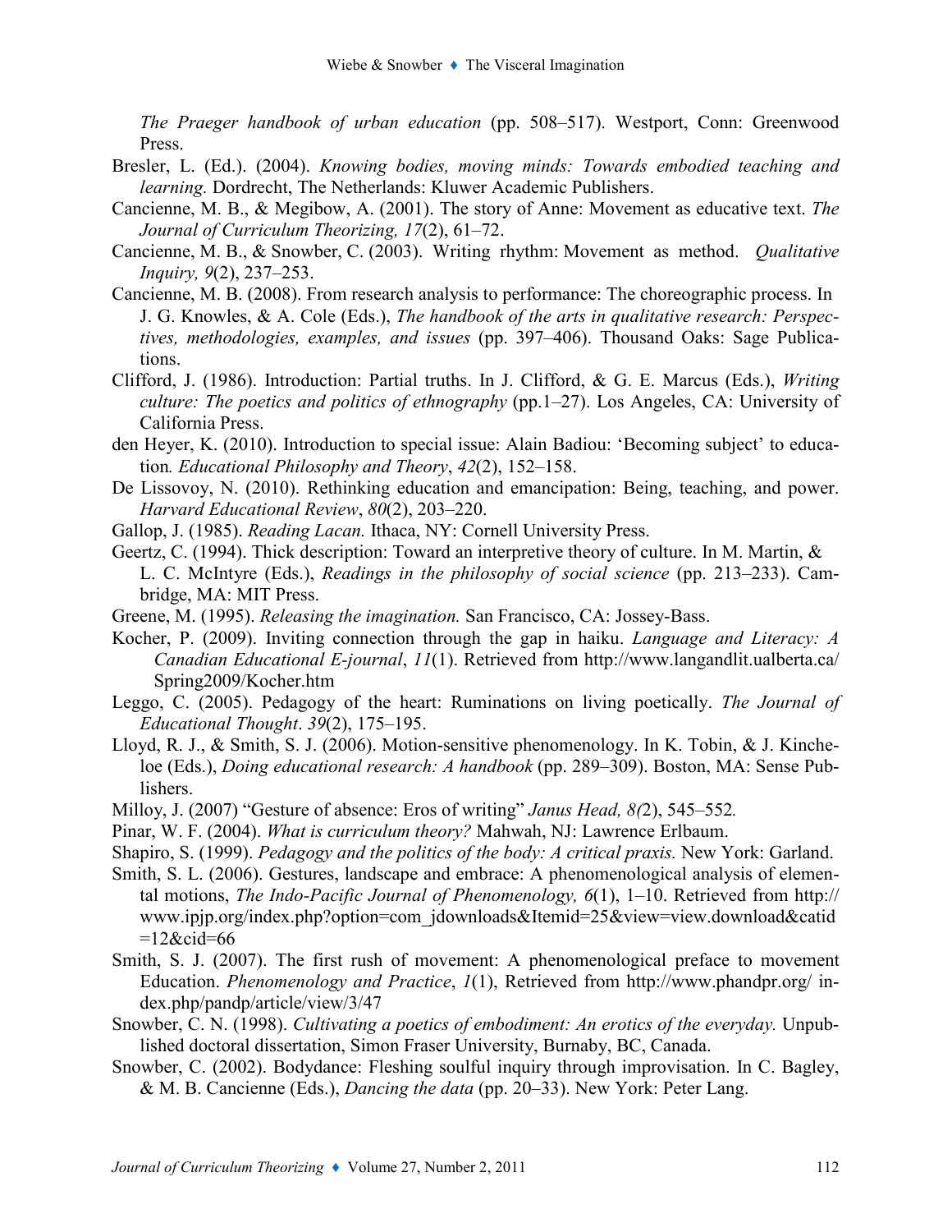*The Praeger handbook of urban education* (pp. 508–517). Westport, Conn: Greenwood Press.

Bresler, L. (Ed.). (2004). *Knowing bodies, moving minds: Towards embodied teaching and learning.* Dordrecht, The Netherlands: Kluwer Academic Publishers.

Cancienne, M. B., & Megibow, A. (2001). The story of Anne: Movement as educative text. *The Journal of Curriculum Theorizing, 17*(2), 61–72.

Cancienne, M. B., & Snowber, C. (2003). Writing rhythm: Movement as method. *Qualitative Inquiry, 9*(2), 237–253.

Cancienne, M. B. (2008). From research analysis to performance: The choreographic process. In J. G. Knowles, & A. Cole (Eds.), *The handbook of the arts in qualitative research: Perspectives, methodologies, examples, and issues* (pp. 397–406). Thousand Oaks: Sage Publications.

Clifford, J. (1986). Introduction: Partial truths. In J. Clifford, & G. E. Marcus (Eds.), *Writing culture: The poetics and politics of ethnography* (pp.1–27). Los Angeles, CA: University of California Press.

den Heyer, K. (2010). Introduction to special issue: Alain Badiou: 'Becoming subject' to education*. Educational Philosophy and Theory*, *42*(2), 152–158.

De Lissovoy, N. (2010). Rethinking education and emancipation: Being, teaching, and power. *Harvard Educational Review*, *80*(2), 203–220.

Gallop, J. (1985). *Reading Lacan.* Ithaca, NY: Cornell University Press.

Geertz, C. (1994). Thick description: Toward an interpretive theory of culture. In M. Martin, & L. C. McIntyre (Eds.), *Readings in the philosophy of social science* (pp. 213–233). Cambridge, MA: MIT Press.

Greene, M. (1995). *Releasing the imagination.* San Francisco, CA: Jossey-Bass.

Kocher, P. (2009). Inviting connection through the gap in haiku. *Language and Literacy: A Canadian Educational E-journal*, *11*(1). Retrieved from http://www.langandlit.ualberta.ca/Spring2009/Kocher.htm

Leggo, C. (2005). Pedagogy of the heart: Ruminations on living poetically. *The Journal of Educational Thought*. *39*(2), 175–195.

Lloyd, R. J., & Smith, S. J. (2006). Motion-sensitive phenomenology. In K. Tobin, & J. Kincheloe (Eds.), *Doing educational research: A handbook* (pp. 289–309). Boston, MA: Sense Publishers.

Milloy, J. (2007) "Gesture of absence: Eros of writing" *Janus Head, 8(*2), 545–552*.*

Pinar, W. F. (2004). *What is curriculum theory?* Mahwah, NJ: Lawrence Erlbaum.

Shapiro, S. (1999). *Pedagogy and the politics of the body: A critical praxis.* New York: Garland.

Smith, S. L. (2006). Gestures, landscape and embrace: A phenomenological analysis of elemental motions, *The Indo-Pacific Journal of Phenomenology, 6*(1), 1–10. Retrieved from http://www.ipjp.org/index.php?option=com_jdownloads&Itemid=25&view=view.download&catid=12&cid=66

Smith, S. J. (2007). The first rush of movement: A phenomenological preface to movement Education. *Phenomenology and Practice*, *1*(1), Retrieved from http://www.phandpr.org/index.php/pandp/article/view/3/47

Snowber, C. N. (1998). *Cultivating a poetics of embodiment: An erotics of the everyday.* Unpublished doctoral dissertation, Simon Fraser University, Burnaby, BC, Canada.

Snowber, C. (2002). Bodydance: Fleshing soulful inquiry through improvisation. In C. Bagley, & M. B. Cancienne (Eds.), *Dancing the data* (pp. 20–33). New York: Peter Lang.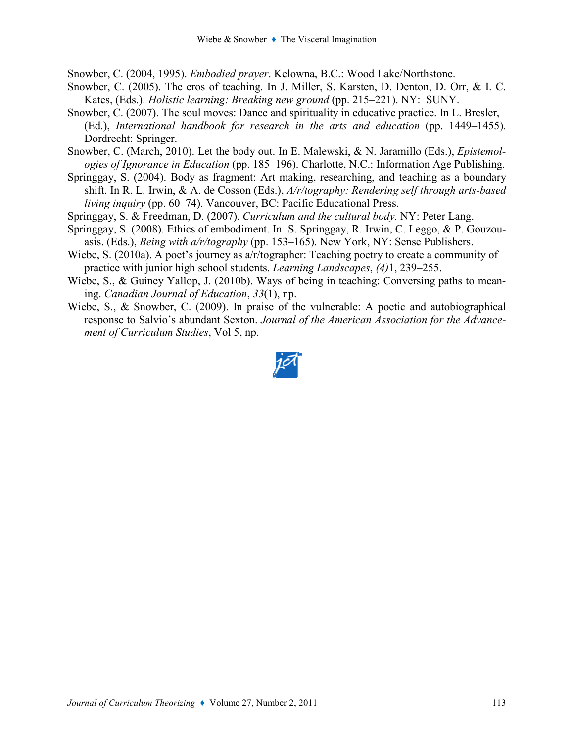Snowber, C. (2004, 1995). *Embodied prayer*. Kelowna, B.C.: Wood Lake/Northstone.

Snowber, C. (2005). The eros of teaching. In J. Miller, S. Karsten, D. Denton, D. Orr, & I. C. Kates, (Eds.). *Holistic learning: Breaking new ground* (pp. 215–221). NY: SUNY.

Snowber, C. (2007). The soul moves: Dance and spirituality in educative practice. In L. Bresler, (Ed.), *International handbook for research in the arts and education* (pp. 1449–1455). Dordrecht: Springer.

Snowber, C. (March, 2010). Let the body out. In E. Malewski, & N. Jaramillo (Eds.), *Epistemologies of Ignorance in Education* (pp. 185–196). Charlotte, N.C.: Information Age Publishing.

Springgay, S. (2004). Body as fragment: Art making, researching, and teaching as a boundary shift. In R. L. Irwin, & A. de Cosson (Eds.), *A/r/tography: Rendering self through arts-based living inquiry* (pp. 60–74). Vancouver, BC: Pacific Educational Press.

Springgay, S. & Freedman, D. (2007). *Curriculum and the cultural body.* NY: Peter Lang.

Springgay, S. (2008). Ethics of embodiment. In S. Springgay, R. Irwin, C. Leggo, & P. Gouzouasis. (Eds.), *Being with a/r/tography* (pp. 153–165). New York, NY: Sense Publishers.

Wiebe, S. (2010a). A poet's journey as a/r/tographer: Teaching poetry to create a community of practice with junior high school students. *Learning Landscapes*, *(4)*1, 239–255.

Wiebe, S., & Guiney Yallop, J. (2010b). Ways of being in teaching: Conversing paths to meaning. *Canadian Journal of Education*, *33*(1), np.

Wiebe, S., & Snowber, C. (2009). In praise of the vulnerable: A poetic and autobiographical response to Salvio's abundant Sexton. *Journal of the American Association for the Advancement of Curriculum Studies*, Vol 5, np.